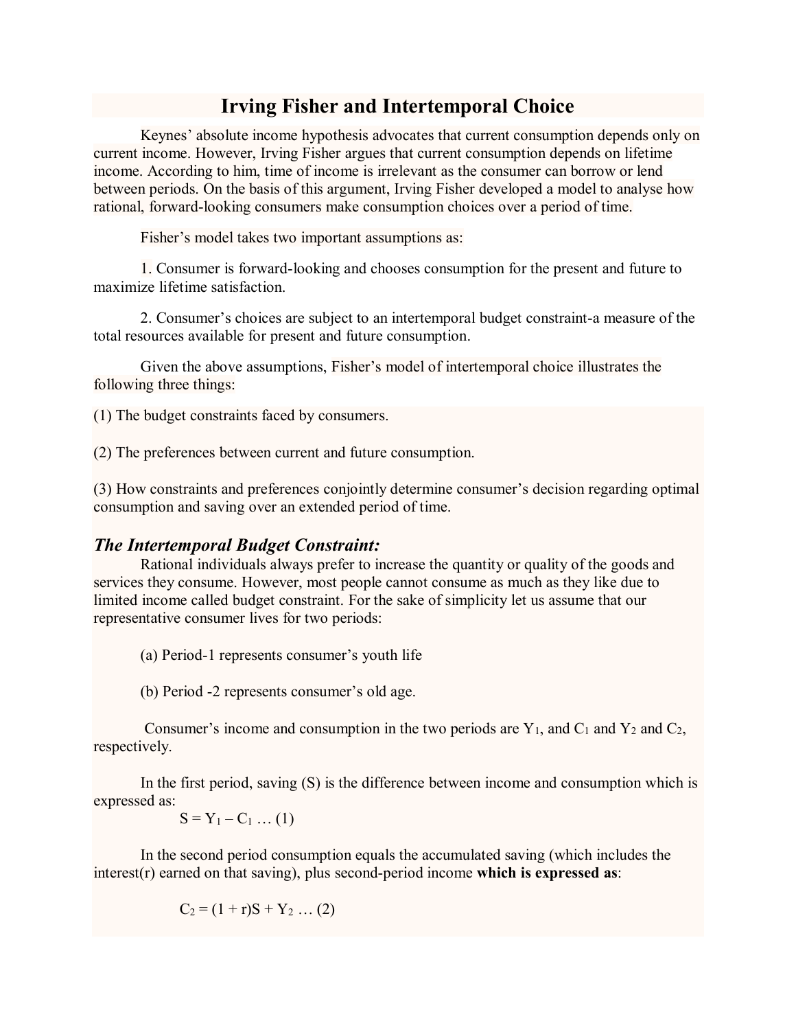# Irving Fisher and Intertemporal Choice

Keynes' absolute income hypothesis advocates that current consumption depends only on current income. However, Irving Fisher argues that current consumption depends on lifetime income. According to him, time of income is irrelevant as the consumer can borrow or lend between periods. On the basis of this argument, Irving Fisher developed a model to analyse how rational, forward-looking consumers make consumption choices over a period of time.

Fisher's model takes two important assumptions as:

1. Consumer is forward-looking and chooses consumption for the present and future to maximize lifetime satisfaction.

2. Consumer's choices are subject to an intertemporal budget constraint-a measure of the total resources available for present and future consumption.

Given the above assumptions, Fisher's model of intertemporal choice illustrates the following three things:

(1) The budget constraints faced by consumers.

(2) The preferences between current and future consumption.

(3) How constraints and preferences conjointly determine consumer's decision regarding optimal consumption and saving over an extended period of time.

### *The Intertemporal Budget Constraint:*

Rational individuals always prefer to increase the quantity or quality of the goods and services they consume. However, most people cannot consume as much as they like due to limited income called budget constraint. For the sake of simplicity let us assume that our representative consumer lives for two periods:

(a) Period-1 represents consumer's youth life

(b) Period -2 represents consumer's old age.

Consumer's income and consumption in the two periods are $Y_1$, and $C_1$ and $Y_2$ and $C_2$, respectively.

In the first period, saving (S) is the difference between income and consumption which is expressed as:

$$S = Y_1 - C_1 \ldots (1)$$

In the second period consumption equals the accumulated saving (which includes the interest(r) earned on that saving), plus second-period income **which is expressed as**:

$$C_2 = (1 + r)S + Y_2 \ldots (2)$$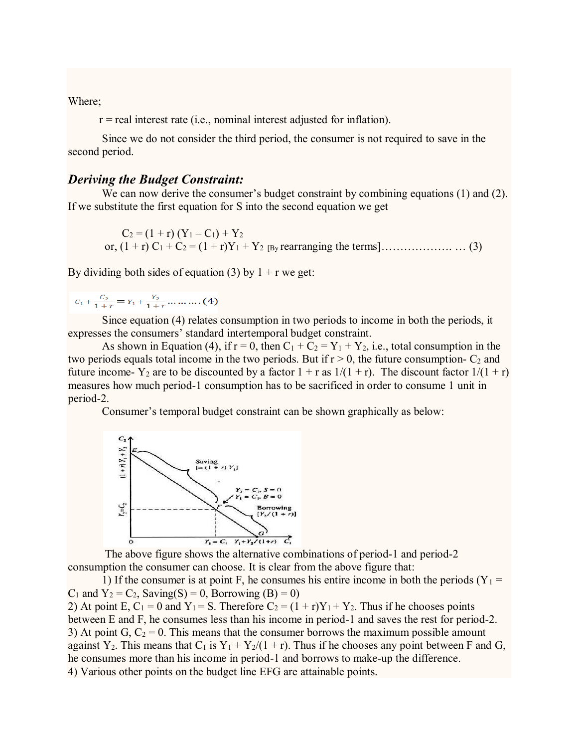Where;

r = real interest rate (i.e., nominal interest adjusted for inflation).

Since we do not consider the third period, the consumer is not required to save in the second period.

### *Deriving the Budget Constraint:*

We can now derive the consumer's budget constraint by combining equations (1) and (2). If we substitute the first equation for S into the second equation we get

$$C_2 = (1 + r) (Y_1 – C_1) + Y_2$$

or, $(1 + r) C_1 + C_2 = (1 + r)Y_1 + Y_2$ [By rearranging the terms]………………. … (3)

By dividing both sides of equation (3) by 1 + r we get:

$$C_1 + \frac{C_2}{1+r} = Y_1 + \frac{Y_2}{1+r} \quad \ldots\ldots\ldots.(4)$$

Since equation (4) relates consumption in two periods to income in both the periods, it expresses the consumers' standard intertemporal budget constraint.

As shown in Equation (4), if $r = 0$, then $C_1 + C_2 = Y_1 + Y_2$, i.e., total consumption in the two periods equals total income in the two periods. But if $r > 0$, the future consumption- $C_2$ and future income- $Y_2$ are to be discounted by a factor $1 + r$ as $1/(1 + r)$. The discount factor $1/(1 + r)$ measures how much period-1 consumption has to be sacrificed in order to consume 1 unit in period-2.

Consumer's temporal budget constraint can be shown graphically as below:

The above figure shows the alternative combinations of period-1 and period-2 consumption the consumer can choose. It is clear from the above figure that:

1) If the consumer is at point F, he consumes his entire income in both the periods ($Y_1 = C_1$ and $Y_2 = C_2$, Saving(S) = 0, Borrowing (B) = 0)

2) At point E, $C_1 = 0$ and $Y_1 = S$. Therefore $C_2 = (1 + r)Y_1 + Y_2$. Thus if he chooses points between E and F, he consumes less than his income in period-1 and saves the rest for period-2.

3) At point G, $C_2 = 0$. This means that the consumer borrows the maximum possible amount against $Y_2$. This means that $C_1$ is $Y_1 + Y_2/(1 + r)$. Thus if he chooses any point between F and G, he consumes more than his income in period-1 and borrows to make-up the difference.

4) Various other points on the budget line EFG are attainable points.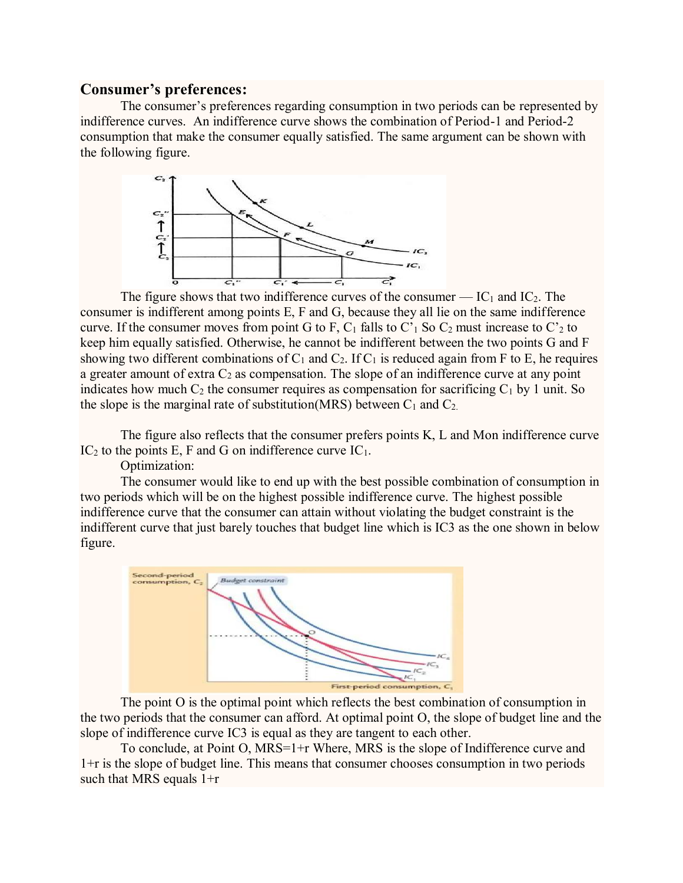## Consumer's preferences:

The consumer's preferences regarding consumption in two periods can be represented by indifference curves. An indifference curve shows the combination of Period-1 and Period-2 consumption that make the consumer equally satisfied. The same argument can be shown with the following figure.

$C_2$

$C_2''$

$C_2'$

$C_2$

O

$C_1''$

$C_1'$

$C_1$

$C_1$

K

E

L

F

M

G

$IC_2$

$IC_1$

The figure shows that two indifference curves of the consumer — $IC_1$ and $IC_2$. The consumer is indifferent among points E, F and G, because they all lie on the same indifference curve. If the consumer moves from point G to F, $C_1$ falls to $C'_1$ So $C_2$ must increase to $C'_2$ to keep him equally satisfied. Otherwise, he cannot be indifferent between the two points G and F showing two different combinations of $C_1$ and $C_2$. If $C_1$ is reduced again from F to E, he requires a greater amount of extra $C_2$ as compensation. The slope of an indifference curve at any point indicates how much $C_2$ the consumer requires as compensation for sacrificing $C_1$ by 1 unit. So the slope is the marginal rate of substitution(MRS) between $C_1$ and $C_2$.

The figure also reflects that the consumer prefers points K, L and Mon indifference curve $IC_2$ to the points E, F and G on indifference curve $IC_1$.

Optimization:

The consumer would like to end up with the best possible combination of consumption in two periods which will be on the highest possible indifference curve. The highest possible indifference curve that the consumer can attain without violating the budget constraint is the indifferent curve that just barely touches that budget line which is IC3 as the one shown in below figure.

Second-period consumption, $C_2$

Budget constraint

O

$IC_4$

$IC_3$

$IC_2$

$IC_1$

First-period consumption, $C_1$

The point O is the optimal point which reflects the best combination of consumption in the two periods that the consumer can afford. At optimal point O, the slope of budget line and the slope of indifference curve IC3 is equal as they are tangent to each other.

To conclude, at Point O, MRS=1+r Where, MRS is the slope of Indifference curve and 1+r is the slope of budget line. This means that consumer chooses consumption in two periods such that MRS equals 1+r